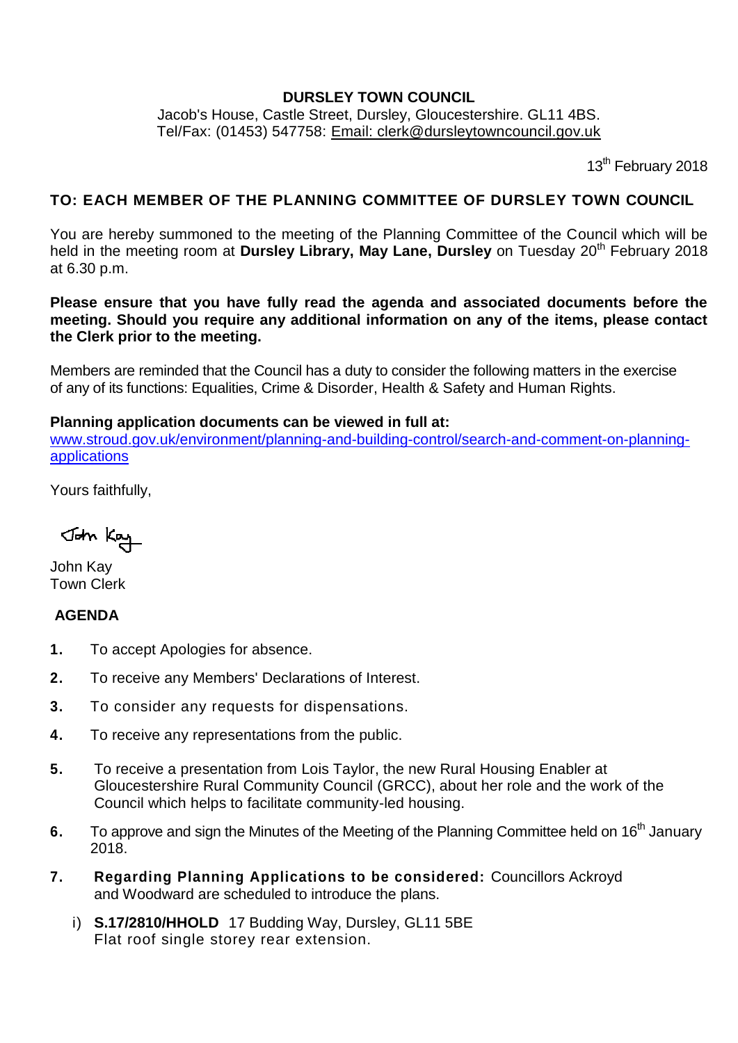**DURSLEY TOWN COUNCIL**

Jacob's House, Castle Street, Dursley, Gloucestershire. GL11 4BS.
Tel/Fax: (01453) 547758: Email: clerk@dursleytowncouncil.gov.uk

13th February 2018

**TO: EACH MEMBER OF THE PLANNING COMMITTEE OF DURSLEY TOWN COUNCIL**

You are hereby summoned to the meeting of the Planning Committee of the Council which will be held in the meeting room at **Dursley Library, May Lane, Dursley** on Tuesday 20th February 2018 at 6.30 p.m.

**Please ensure that you have fully read the agenda and associated documents before the meeting. Should you require any additional information on any of the items, please contact the Clerk prior to the meeting.**

Members are reminded that the Council has a duty to consider the following matters in the exercise of any of its functions: Equalities, Crime & Disorder, Health & Safety and Human Rights.

**Planning application documents can be viewed in full at:**
www.stroud.gov.uk/environment/planning-and-building-control/search-and-comment-on-planning-applications

Yours faithfully,

John Kay

John Kay
Town Clerk

**AGENDA**

1. To accept Apologies for absence.
2. To receive any Members' Declarations of Interest.
3. To consider any requests for dispensations.
4. To receive any representations from the public.
5. To receive a presentation from Lois Taylor, the new Rural Housing Enabler at Gloucestershire Rural Community Council (GRCC), about her role and the work of the Council which helps to facilitate community-led housing.
6. To approve and sign the Minutes of the Meeting of the Planning Committee held on 16th January 2018.
7. **Regarding Planning Applications to be considered:** Councillors Ackroyd and Woodward are scheduled to introduce the plans.
   i) **S.17/2810/HHOLD** 17 Budding Way, Dursley, GL11 5BE
   Flat roof single storey rear extension.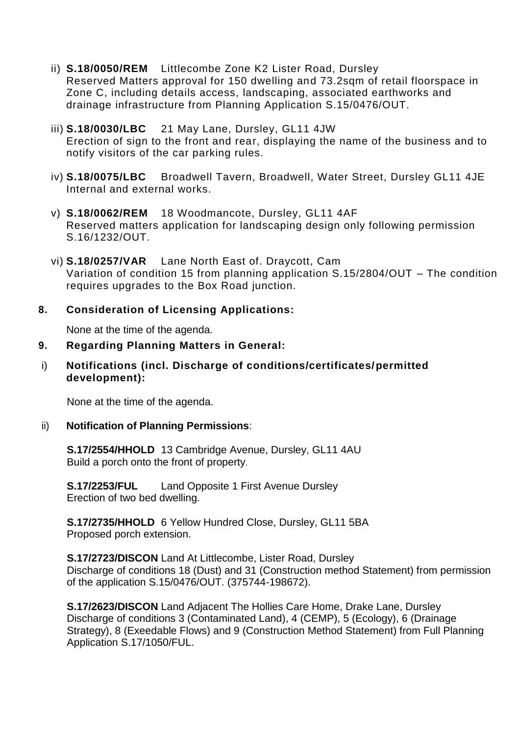ii) **S.18/0050/REM** Littlecombe Zone K2 Lister Road, Dursley
Reserved Matters approval for 150 dwelling and 73.2sqm of retail floorspace in Zone C, including details access, landscaping, associated earthworks and drainage infrastructure from Planning Application S.15/0476/OUT.

iii) **S.18/0030/LBC** 21 May Lane, Dursley, GL11 4JW
Erection of sign to the front and rear, displaying the name of the business and to notify visitors of the car parking rules.

iv) **S.18/0075/LBC** Broadwell Tavern, Broadwell, Water Street, Dursley GL11 4JE
Internal and external works.

v) **S.18/0062/REM** 18 Woodmancote, Dursley, GL11 4AF
Reserved matters application for landscaping design only following permission S.16/1232/OUT.

vi) **S.18/0257/VAR** Lane North East of. Draycott, Cam
Variation of condition 15 from planning application S.15/2804/OUT – The condition requires upgrades to the Box Road junction.

**8. Consideration of Licensing Applications:**

None at the time of the agenda.

**9. Regarding Planning Matters in General:**

i) **Notifications (incl. Discharge of conditions/certificates/permitted development):**

None at the time of the agenda.

ii) **Notification of Planning Permissions**:

**S.17/2554/HHOLD** 13 Cambridge Avenue, Dursley, GL11 4AU
Build a porch onto the front of property.

**S.17/2253/FUL** Land Opposite 1 First Avenue Dursley
Erection of two bed dwelling.

**S.17/2735/HHOLD** 6 Yellow Hundred Close, Dursley, GL11 5BA
Proposed porch extension.

**S.17/2723/DISCON** Land At Littlecombe, Lister Road, Dursley
Discharge of conditions 18 (Dust) and 31 (Construction method Statement) from permission of the application S.15/0476/OUT. (375744-198672).

**S.17/2623/DISCON** Land Adjacent The Hollies Care Home, Drake Lane, Dursley
Discharge of conditions 3 (Contaminated Land), 4 (CEMP), 5 (Ecology), 6 (Drainage Strategy), 8 (Exeedable Flows) and 9 (Construction Method Statement) from Full Planning Application S.17/1050/FUL.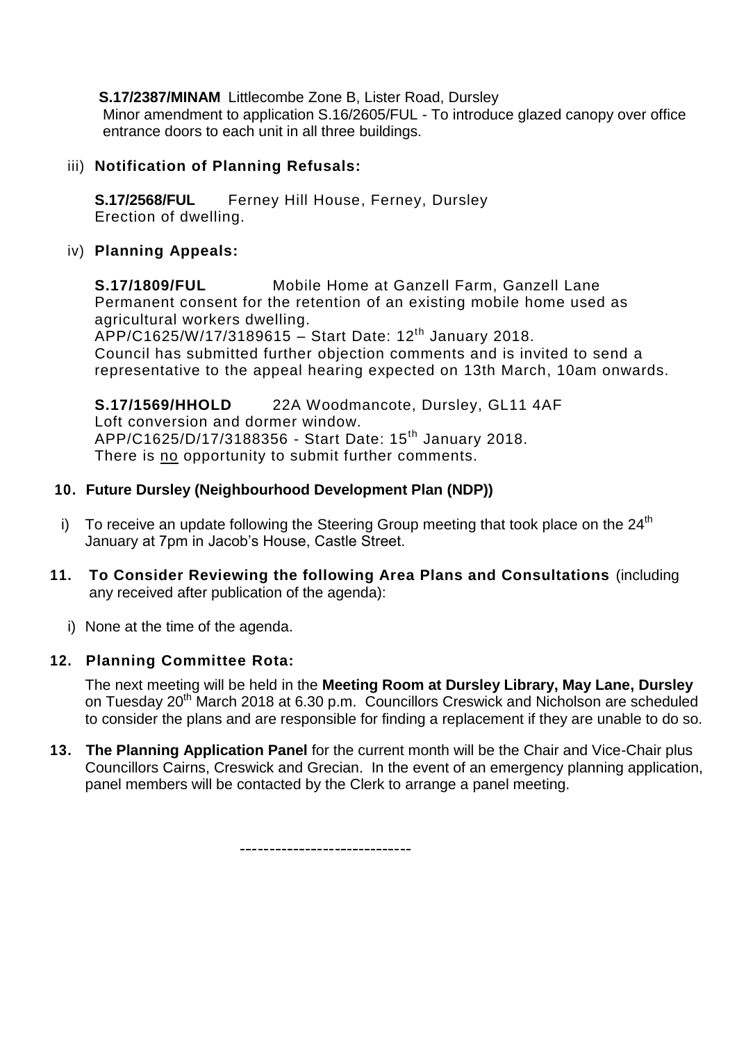**S.17/2387/MINAM** Littlecombe Zone B, Lister Road, Dursley
Minor amendment to application S.16/2605/FUL - To introduce glazed canopy over office entrance doors to each unit in all three buildings.

iii) **Notification of Planning Refusals:**

**S.17/2568/FUL** Ferney Hill House, Ferney, Dursley
Erection of dwelling.

iv) **Planning Appeals:**

**S.17/1809/FUL** Mobile Home at Ganzell Farm, Ganzell Lane
Permanent consent for the retention of an existing mobile home used as agricultural workers dwelling.
APP/C1625/W/17/3189615 – Start Date: 12th January 2018.
Council has submitted further objection comments and is invited to send a representative to the appeal hearing expected on 13th March, 10am onwards.

**S.17/1569/HHOLD** 22A Woodmancote, Dursley, GL11 4AF
Loft conversion and dormer window.
APP/C1625/D/17/3188356 - Start Date: 15th January 2018.
There is no opportunity to submit further comments.

**10. Future Dursley (Neighbourhood Development Plan (NDP))**

i) To receive an update following the Steering Group meeting that took place on the 24th January at 7pm in Jacob's House, Castle Street.

**11. To Consider Reviewing the following Area Plans and Consultations** (including any received after publication of the agenda):

i) None at the time of the agenda.

**12. Planning Committee Rota:**

The next meeting will be held in the **Meeting Room at Dursley Library, May Lane, Dursley** on Tuesday 20th March 2018 at 6.30 p.m. Councillors Creswick and Nicholson are scheduled to consider the plans and are responsible for finding a replacement if they are unable to do so.

**13. The Planning Application Panel** for the current month will be the Chair and Vice-Chair plus Councillors Cairns, Creswick and Grecian. In the event of an emergency planning application, panel members will be contacted by the Clerk to arrange a panel meeting.

-----------------------------